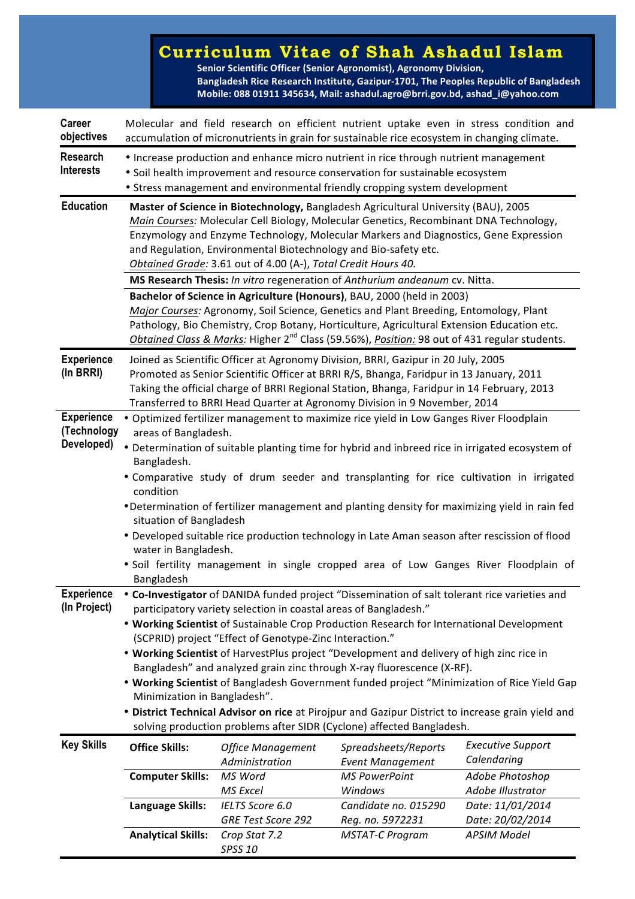# Curriculum Vitae of Shah Ashadul Islam

**Senior Scientific Officer (Senior Agronomist), Agronomy Division,**
**Bangladesh Rice Research Institute, Gazipur-1701, The Peoples Republic of Bangladesh**
**Mobile: 088 01911 345634, Mail: ashadul.agro@brri.gov.bd, ashad_i@yahoo.com**

---

**Career objectives**

Molecular and field research on efficient nutrient uptake even in stress condition and accumulation of micronutrients in grain for sustainable rice ecosystem in changing climate.

**Research Interests**

- Increase production and enhance micro nutrient in rice through nutrient management
- Soil health improvement and resource conservation for sustainable ecosystem
- Stress management and environmental friendly cropping system development

**Education**

**Master of Science in Biotechnology,** Bangladesh Agricultural University (BAU), 2005
*Main Courses:* Molecular Cell Biology, Molecular Genetics, Recombinant DNA Technology, Enzymology and Enzyme Technology, Molecular Markers and Diagnostics, Gene Expression and Regulation, Environmental Biotechnology and Bio-safety etc.
*Obtained Grade:* 3.61 out of 4.00 (A-), *Total Credit Hours 40.*

**MS Research Thesis:** *In vitro* regeneration of *Anthurium andeanum* cv. Nitta.

**Bachelor of Science in Agriculture (Honours)**, BAU, 2000 (held in 2003)
*Major Courses:* Agronomy, Soil Science, Genetics and Plant Breeding, Entomology, Plant Pathology, Bio Chemistry, Crop Botany, Horticulture, Agricultural Extension Education etc.
*Obtained Class & Marks:* Higher 2nd Class (59.56%), *Position:* 98 out of 431 regular students.

**Experience (In BRRI)**

Joined as Scientific Officer at Agronomy Division, BRRI, Gazipur in 20 July, 2005
Promoted as Senior Scientific Officer at BRRI R/S, Bhanga, Faridpur in 13 January, 2011
Taking the official charge of BRRI Regional Station, Bhanga, Faridpur in 14 February, 2013
Transferred to BRRI Head Quarter at Agronomy Division in 9 November, 2014

**Experience (Technology Developed)**

- Optimized fertilizer management to maximize rice yield in Low Ganges River Floodplain areas of Bangladesh.
- Determination of suitable planting time for hybrid and inbreed rice in irrigated ecosystem of Bangladesh.
- Comparative study of drum seeder and transplanting for rice cultivation in irrigated condition
- Determination of fertilizer management and planting density for maximizing yield in rain fed situation of Bangladesh
- Developed suitable rice production technology in Late Aman season after rescission of flood water in Bangladesh.
- Soil fertility management in single cropped area of Low Ganges River Floodplain of Bangladesh

**Experience (In Project)**

- **Co-Investigator** of DANIDA funded project "Dissemination of salt tolerant rice varieties and participatory variety selection in coastal areas of Bangladesh."
- **Working Scientist** of Sustainable Crop Production Research for International Development (SCPRID) project "Effect of Genotype-Zinc Interaction."
- **Working Scientist** of HarvestPlus project "Development and delivery of high zinc rice in Bangladesh" and analyzed grain zinc through X-ray fluorescence (X-RF).
- **Working Scientist** of Bangladesh Government funded project "Minimization of Rice Yield Gap Minimization in Bangladesh".
- **District Technical Advisor on rice** at Pirojpur and Gazipur District to increase grain yield and solving production problems after SIDR (Cyclone) affected Bangladesh.

**Key Skills**

| | | | |
|---|---|---|---|
| **Office Skills:** | *Office Management Administration* | *Spreadsheets/Reports Event Management* | *Executive Support Calendaring* |
| **Computer Skills:** | *MS Word MS Excel* | *MS PowerPoint Windows* | *Adobe Photoshop Adobe Illustrator* |
| **Language Skills:** | *IELTS Score 6.0 GRE Test Score 292* | *Candidate no. 015290 Reg. no. 5972231* | *Date: 11/01/2014 Date: 20/02/2014* |
| **Analytical Skills:** | *Crop Stat 7.2 SPSS 10* | *MSTAT-C Program* | *APSIM Model* |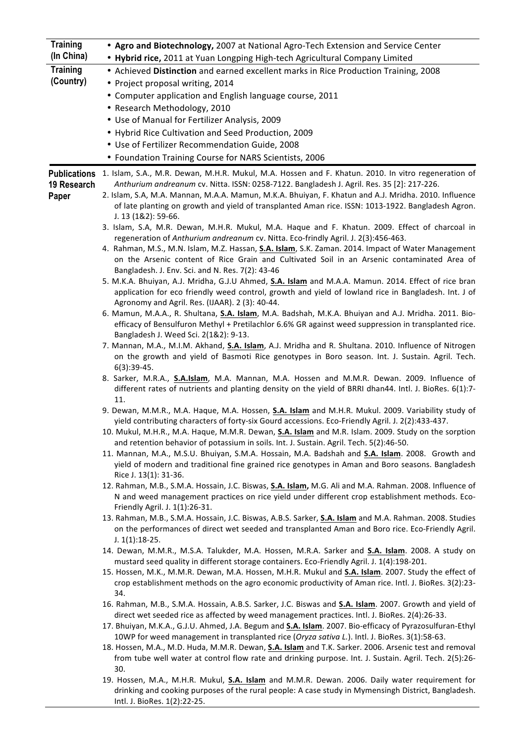| | |
|---|---|
| **Training (In China)** | • **Agro and Biotechnology,** 2007 at National Agro-Tech Extension and Service Center<br>• **Hybrid rice,** 2011 at Yuan Longping High-tech Agricultural Company Limited |
| **Training (Country)** | • Achieved **Distinction** and earned excellent marks in Rice Production Training, 2008<br>• Project proposal writing, 2014<br>• Computer application and English language course, 2011<br>• Research Methodology, 2010<br>• Use of Manual for Fertilizer Analysis, 2009<br>• Hybrid Rice Cultivation and Seed Production, 2009<br>• Use of Fertilizer Recommendation Guide, 2008<br>• Foundation Training Course for NARS Scientists, 2006 |

**Publications 19 Research Paper**

1. Islam, S.A., M.R. Dewan, M.H.R. Mukul, M.A. Hossen and F. Khatun. 2010. In vitro regeneration of *Anthurium andreanum* cv. Nitta. ISSN: 0258-7122. Bangladesh J. Agril. Res. 35 [2]: 217-226.
2. Islam, S.A, M.A. Mannan, M.A.A. Mamun, M.K.A. Bhuiyan, F. Khatun and A.J. Mridha. 2010. Influence of late planting on growth and yield of transplanted Aman rice. ISSN: 1013-1922. Bangladesh Agron. J. 13 (1&2): 59-66.
3. Islam, S.A, M.R. Dewan, M.H.R. Mukul, M.A. Haque and F. Khatun. 2009. Effect of charcoal in regeneration of *Anthurium andreanum* cv. Nitta. Eco-frindly Agril. J. 2(3):456-463.
4. Rahman, M.S., M.N. Islam, M.Z. Hassan, **S.A. Islam**, S.K. Zaman. 2014. Impact of Water Management on the Arsenic content of Rice Grain and Cultivated Soil in an Arsenic contaminated Area of Bangladesh. J. Env. Sci. and N. Res. 7(2): 43-46
5. M.K.A. Bhuiyan, A.J. Mridha, G.J.U Ahmed, **S.A. Islam** and M.A.A. Mamun. 2014. Effect of rice bran application for eco friendly weed control, growth and yield of lowland rice in Bangladesh. Int. J of Agronomy and Agril. Res. (IJAAR). 2 (3): 40-44.
6. Mamun, M.A.A., R. Shultana, **S.A. Islam**, M.A. Badshah, M.K.A. Bhuiyan and A.J. Mridha. 2011. Bio-efficacy of Bensulfuron Methyl + Pretilachlor 6.6% GR against weed suppression in transplanted rice. Bangladesh J. Weed Sci. 2(1&2): 9-13.
7. Mannan, M.A., M.I.M. Akhand, **S.A. Islam**, A.J. Mridha and R. Shultana. 2010. Influence of Nitrogen on the growth and yield of Basmoti Rice genotypes in Boro season. Int. J. Sustain. Agril. Tech. 6(3):39-45.
8. Sarker, M.R.A., **S.A.Islam**, M.A. Mannan, M.A. Hossen and M.M.R. Dewan. 2009. Influence of different rates of nutrients and planting density on the yield of BRRI dhan44. Intl. J. BioRes. 6(1):7-11.
9. Dewan, M.M.R., M.A. Haque, M.A. Hossen, **S.A. Islam** and M.H.R. Mukul. 2009. Variability study of yield contributing characters of forty-six Gourd accessions. Eco-Friendly Agril. J. 2(2):433-437.
10. Mukul, M.H.R., M.A. Haque, M.M.R. Dewan, **S.A. Islam** and M.R. Islam. 2009. Study on the sorption and retention behavior of potassium in soils. Int. J. Sustain. Agril. Tech. 5(2):46-50.
11. Mannan, M.A., M.S.U. Bhuiyan, S.M.A. Hossain, M.A. Badshah and **S.A. Islam**. 2008. Growth and yield of modern and traditional fine grained rice genotypes in Aman and Boro seasons. Bangladesh Rice J. 13(1): 31-36.
12. Rahman, M.B., S.M.A. Hossain, J.C. Biswas, **S.A. Islam,** M.G. Ali and M.A. Rahman. 2008. Influence of N and weed management practices on rice yield under different crop establishment methods. Eco-Friendly Agril. J. 1(1):26-31.
13. Rahman, M.B., S.M.A. Hossain, J.C. Biswas, A.B.S. Sarker, **S.A. Islam** and M.A. Rahman. 2008. Studies on the performances of direct wet seeded and transplanted Aman and Boro rice. Eco-Friendly Agril. J. 1(1):18-25.
14. Dewan, M.M.R., M.S.A. Talukder, M.A. Hossen, M.R.A. Sarker and **S.A. Islam**. 2008. A study on mustard seed quality in different storage containers. Eco-Friendly Agril. J. 1(4):198-201.
15. Hossen, M.K., M.M.R. Dewan, M.A. Hossen, M.H.R. Mukul and **S.A. Islam**. 2007. Study the effect of crop establishment methods on the agro economic productivity of Aman rice. Intl. J. BioRes. 3(2):23-34.
16. Rahman, M.B., S.M.A. Hossain, A.B.S. Sarker, J.C. Biswas and **S.A. Islam**. 2007. Growth and yield of direct wet seeded rice as affected by weed management practices. Intl. J. BioRes. 2(4):26-33.
17. Bhuiyan, M.K.A., G.J.U. Ahmed, J.A. Begum and **S.A. Islam**. 2007. Bio-efficacy of Pyrazosulfuran-Ethyl 10WP for weed management in transplanted rice (*Oryza sativa L.*). Intl. J. BioRes. 3(1):58-63.
18. Hossen, M.A., M.D. Huda, M.M.R. Dewan, **S.A. Islam** and T.K. Sarker. 2006. Arsenic test and removal from tube well water at control flow rate and drinking purpose. Int. J. Sustain. Agril. Tech. 2(5):26-30.
19. Hossen, M.A., M.H.R. Mukul, **S.A. Islam** and M.M.R. Dewan. 2006. Daily water requirement for drinking and cooking purposes of the rural people: A case study in Mymensingh District, Bangladesh. Intl. J. BioRes. 1(2):22-25.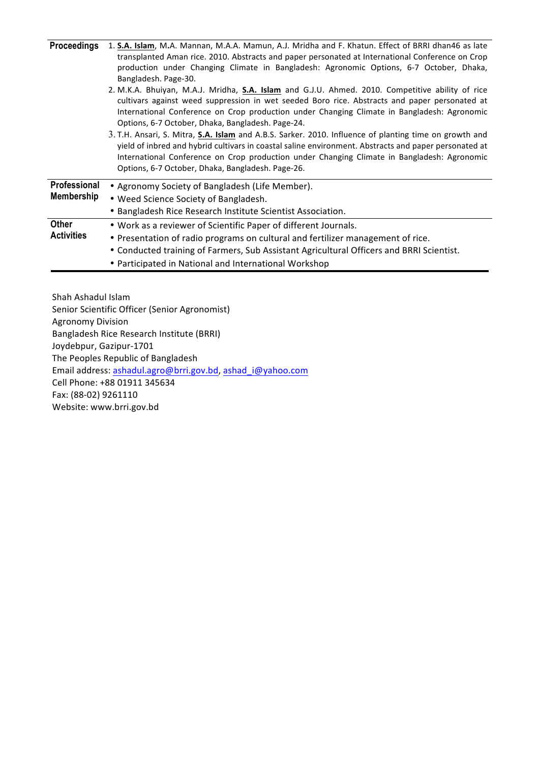**Proceedings**

1. **<u>S.A. Islam</u>**, M.A. Mannan, M.A.A. Mamun, A.J. Mridha and F. Khatun. Effect of BRRI dhan46 as late transplanted Aman rice. 2010. Abstracts and paper personated at International Conference on Crop production under Changing Climate in Bangladesh: Agronomic Options, 6-7 October, Dhaka, Bangladesh. Page-30.
2. M.K.A. Bhuiyan, M.A.J. Mridha, **<u>S.A. Islam</u>** and G.J.U. Ahmed. 2010. Competitive ability of rice cultivars against weed suppression in wet seeded Boro rice. Abstracts and paper personated at International Conference on Crop production under Changing Climate in Bangladesh: Agronomic Options, 6-7 October, Dhaka, Bangladesh. Page-24.
3. T.H. Ansari, S. Mitra, **<u>S.A. Islam</u>** and A.B.S. Sarker. 2010. Influence of planting time on growth and yield of inbred and hybrid cultivars in coastal saline environment. Abstracts and paper personated at International Conference on Crop production under Changing Climate in Bangladesh: Agronomic Options, 6-7 October, Dhaka, Bangladesh. Page-26.

**Professional Membership**

- Agronomy Society of Bangladesh (Life Member).
- Weed Science Society of Bangladesh.
- Bangladesh Rice Research Institute Scientist Association.

**Other Activities**

- Work as a reviewer of Scientific Paper of different Journals.
- Presentation of radio programs on cultural and fertilizer management of rice.
- Conducted training of Farmers, Sub Assistant Agricultural Officers and BRRI Scientist.
- Participated in National and International Workshop

Shah Ashadul Islam
Senior Scientific Officer (Senior Agronomist)
Agronomy Division
Bangladesh Rice Research Institute (BRRI)
Joydebpur, Gazipur-1701
The Peoples Republic of Bangladesh
Email address: ashadul.agro@brri.gov.bd, ashad_i@yahoo.com
Cell Phone: +88 01911 345634
Fax: (88-02) 9261110
Website: www.brri.gov.bd